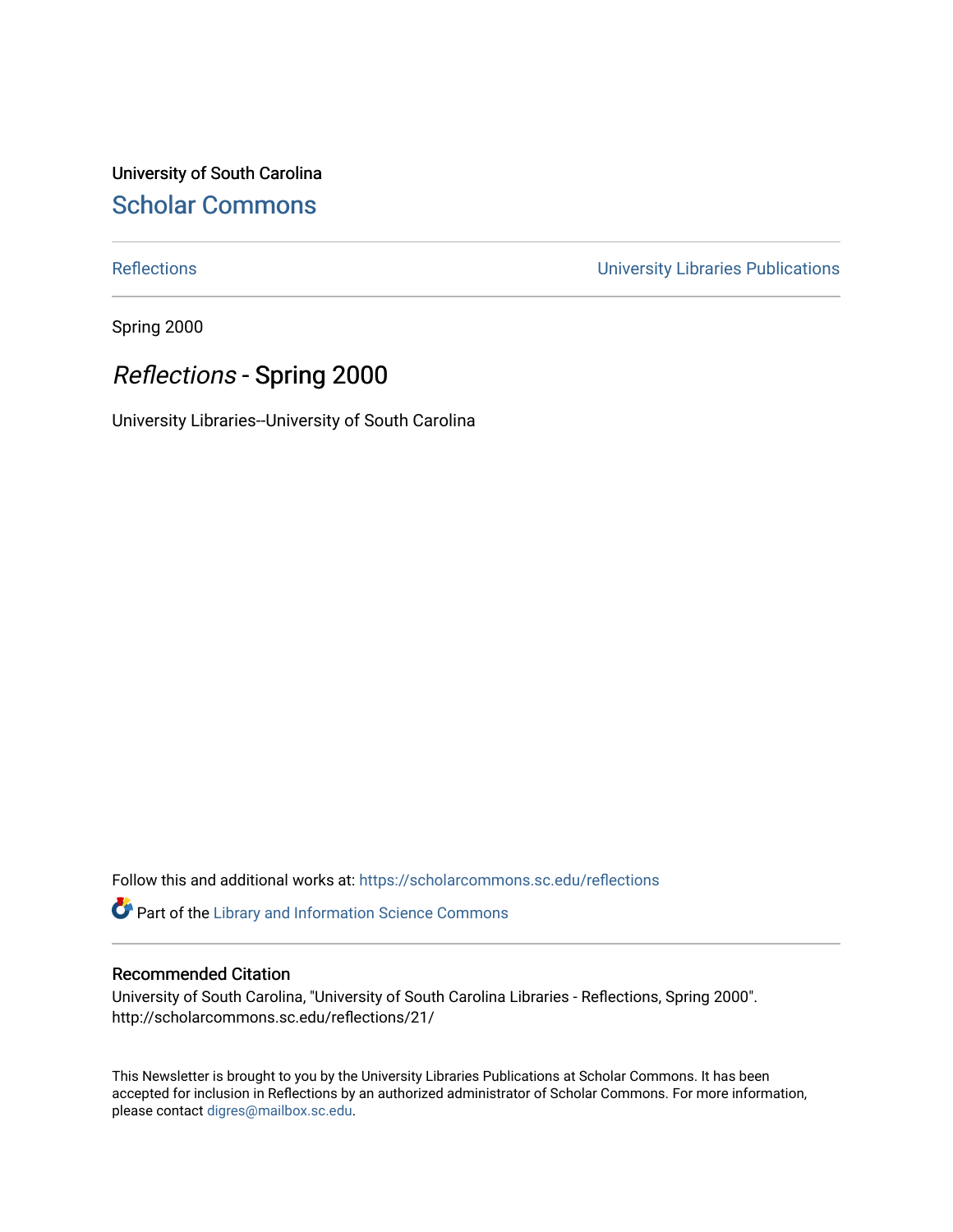University of South Carolina

## Scholar Commons

Reflections | University Libraries Publications

Spring 2000

# *Reflections* - Spring 2000

University Libraries--University of South Carolina

Follow this and additional works at: https://scholarcommons.sc.edu/reflections

Part of the Library and Information Science Commons

### Recommended Citation

University of South Carolina, "University of South Carolina Libraries - Reflections, Spring 2000". http://scholarcommons.sc.edu/reflections/21/

This Newsletter is brought to you by the University Libraries Publications at Scholar Commons. It has been accepted for inclusion in Reflections by an authorized administrator of Scholar Commons. For more information, please contact digres@mailbox.sc.edu.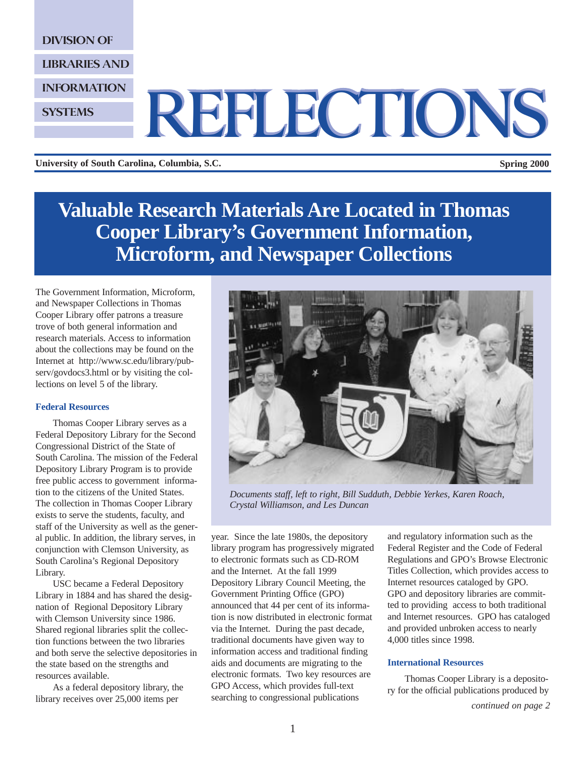DIVISION OF LIBRARIES AND INFORMATION SYSTEMS

# REFLECTIONS

**University of South Carolina, Columbia, S.C.** **Spring 2000**

## Valuable Research Materials Are Located in Thomas Cooper Library's Government Information, Microform, and Newspaper Collections

The Government Information, Microform, and Newspaper Collections in Thomas Cooper Library offer patrons a treasure trove of both general information and research materials. Access to information about the collections may be found on the Internet at http://www.sc.edu/library/pubserv/govdocs3.html or by visiting the collections on level 5 of the library.

### Federal Resources

Thomas Cooper Library serves as a Federal Depository Library for the Second Congressional District of the State of South Carolina. The mission of the Federal Depository Library Program is to provide free public access to government information to the citizens of the United States. The collection in Thomas Cooper Library exists to serve the students, faculty, and staff of the University as well as the general public. In addition, the library serves, in conjunction with Clemson University, as South Carolina's Regional Depository Library.

USC became a Federal Depository Library in 1884 and has shared the designation of Regional Depository Library with Clemson University since 1986. Shared regional libraries split the collection functions between the two libraries and both serve the selective depositories in the state based on the strengths and resources available.

As a federal depository library, the library receives over 25,000 items per year. Since the late 1980s, the depository library program has progressively migrated to electronic formats such as CD-ROM and the Internet. At the fall 1999 Depository Library Council Meeting, the Government Printing Office (GPO) announced that 44 per cent of its information is now distributed in electronic format via the Internet. During the past decade, traditional documents have given way to information access and traditional finding aids and documents are migrating to the electronic formats. Two key resources are GPO Access, which provides full-text searching to congressional publications and regulatory information such as the Federal Register and the Code of Federal Regulations and GPO's Browse Electronic Titles Collection, which provides access to Internet resources cataloged by GPO. GPO and depository libraries are committed to providing access to both traditional and Internet resources. GPO has cataloged and provided unbroken access to nearly 4,000 titles since 1998.

*Documents staff, left to right, Bill Sudduth, Debbie Yerkes, Karen Roach, Crystal Williamson, and Les Duncan*

### International Resources

Thomas Cooper Library is a depository for the official publications produced by

*continued on page 2*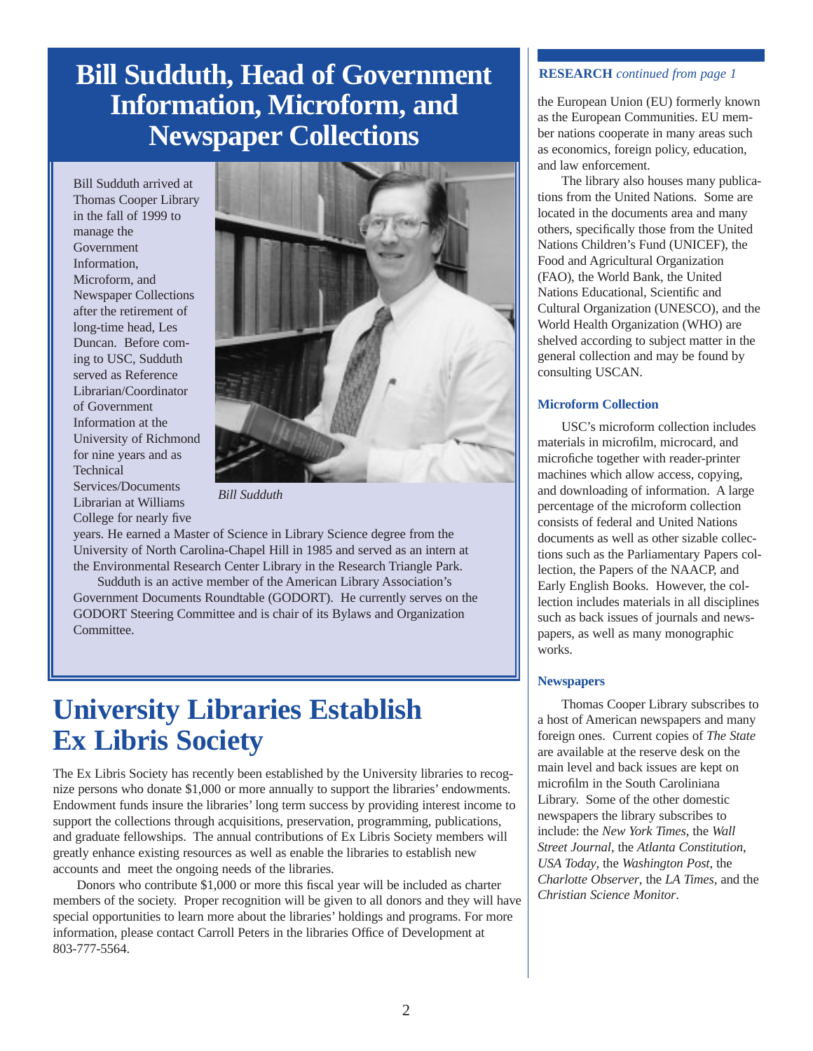# Bill Sudduth, Head of Government Information, Microform, and Newspaper Collections

Bill Sudduth arrived at Thomas Cooper Library in the fall of 1999 to manage the Government Information, Microform, and Newspaper Collections after the retirement of long-time head, Les Duncan. Before coming to USC, Sudduth served as Reference Librarian/Coordinator of Government Information at the University of Richmond for nine years and as Technical Services/Documents Librarian at Williams College for nearly five years. He earned a Master of Science in Library Science degree from the University of North Carolina-Chapel Hill in 1985 and served as an intern at the Environmental Research Center Library in the Research Triangle Park.

Sudduth is an active member of the American Library Association's Government Documents Roundtable (GODORT). He currently serves on the GODORT Steering Committee and is chair of its Bylaws and Organization Committee.

*Bill Sudduth*

# University Libraries Establish Ex Libris Society

The Ex Libris Society has recently been established by the University libraries to recognize persons who donate $1,000 or more annually to support the libraries' endowments. Endowment funds insure the libraries' long term success by providing interest income to support the collections through acquisitions, preservation, programming, publications, and graduate fellowships. The annual contributions of Ex Libris Society members will greatly enhance existing resources as well as enable the libraries to establish new accounts and meet the ongoing needs of the libraries.

Donors who contribute $1,000 or more this fiscal year will be included as charter members of the society. Proper recognition will be given to all donors and they will have special opportunities to learn more about the libraries' holdings and programs. For more information, please contact Carroll Peters in the libraries Office of Development at 803-777-5564.

**RESEARCH** *continued from page 1*

the European Union (EU) formerly known as the European Communities. EU member nations cooperate in many areas such as economics, foreign policy, education, and law enforcement.

The library also houses many publications from the United Nations. Some are located in the documents area and many others, specifically those from the United Nations Children's Fund (UNICEF), the Food and Agricultural Organization (FAO), the World Bank, the United Nations Educational, Scientific and Cultural Organization (UNESCO), and the World Health Organization (WHO) are shelved according to subject matter in the general collection and may be found by consulting USCAN.

### Microform Collection

USC's microform collection includes materials in microfilm, microcard, and microfiche together with reader-printer machines which allow access, copying, and downloading of information. A large percentage of the microform collection consists of federal and United Nations documents as well as other sizable collections such as the Parliamentary Papers collection, the Papers of the NAACP, and Early English Books. However, the collection includes materials in all disciplines such as back issues of journals and newspapers, as well as many monographic works.

### Newspapers

Thomas Cooper Library subscribes to a host of American newspapers and many foreign ones. Current copies of *The State* are available at the reserve desk on the main level and back issues are kept on microfilm in the South Caroliniana Library. Some of the other domestic newspapers the library subscribes to include: the *New York Times*, the *Wall Street Journal*, the *Atlanta Constitution*, *USA Today*, the *Washington Post*, the *Charlotte Observer*, the *LA Times*, and the *Christian Science Monitor*.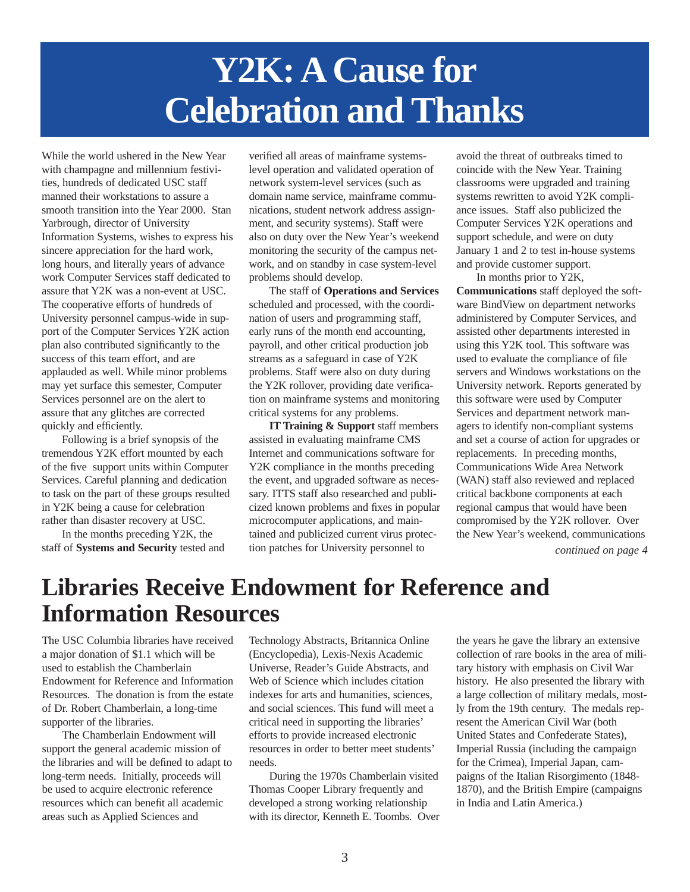# Y2K: A Cause for Celebration and Thanks

While the world ushered in the New Year with champagne and millennium festivities, hundreds of dedicated USC staff manned their workstations to assure a smooth transition into the Year 2000. Stan Yarbrough, director of University Information Systems, wishes to express his sincere appreciation for the hard work, long hours, and literally years of advance work Computer Services staff dedicated to assure that Y2K was a non-event at USC. The cooperative efforts of hundreds of University personnel campus-wide in support of the Computer Services Y2K action plan also contributed significantly to the success of this team effort, and are applauded as well. While minor problems may yet surface this semester, Computer Services personnel are on the alert to assure that any glitches are corrected quickly and efficiently.

Following is a brief synopsis of the tremendous Y2K effort mounted by each of the five support units within Computer Services. Careful planning and dedication to task on the part of these groups resulted in Y2K being a cause for celebration rather than disaster recovery at USC.

In the months preceding Y2K, the staff of **Systems and Security** tested and verified all areas of mainframe systems-level operation and validated operation of network system-level services (such as domain name service, mainframe communications, student network address assignment, and security systems). Staff were also on duty over the New Year's weekend monitoring the security of the campus network, and on standby in case system-level problems should develop.

The staff of **Operations and Services** scheduled and processed, with the coordination of users and programming staff, early runs of the month end accounting, payroll, and other critical production job streams as a safeguard in case of Y2K problems. Staff were also on duty during the Y2K rollover, providing date verification on mainframe systems and monitoring critical systems for any problems.

**IT Training & Support** staff members assisted in evaluating mainframe CMS Internet and communications software for Y2K compliance in the months preceding the event, and upgraded software as necessary. ITTS staff also researched and publicized known problems and fixes in popular microcomputer applications, and maintained and publicized current virus protection patches for University personnel to avoid the threat of outbreaks timed to coincide with the New Year. Training classrooms were upgraded and training systems rewritten to avoid Y2K compliance issues. Staff also publicized the Computer Services Y2K operations and support schedule, and were on duty January 1 and 2 to test in-house systems and provide customer support.

In months prior to Y2K, **Communications** staff deployed the software BindView on department networks administered by Computer Services, and assisted other departments interested in using this Y2K tool. This software was used to evaluate the compliance of file servers and Windows workstations on the University network. Reports generated by this software were used by Computer Services and department network managers to identify non-compliant systems and set a course of action for upgrades or replacements. In preceding months, Communications Wide Area Network (WAN) staff also reviewed and replaced critical backbone components at each regional campus that would have been compromised by the Y2K rollover. Over the New Year's weekend, communications

*continued on page 4*

# Libraries Receive Endowment for Reference and Information Resources

The USC Columbia libraries have received a major donation of $1.1 which will be used to establish the Chamberlain Endowment for Reference and Information Resources. The donation is from the estate of Dr. Robert Chamberlain, a long-time supporter of the libraries.

The Chamberlain Endowment will support the general academic mission of the libraries and will be defined to adapt to long-term needs. Initially, proceeds will be used to acquire electronic reference resources which can benefit all academic areas such as Applied Sciences and Technology Abstracts, Britannica Online (Encyclopedia), Lexis-Nexis Academic Universe, Reader's Guide Abstracts, and Web of Science which includes citation indexes for arts and humanities, sciences, and social sciences. This fund will meet a critical need in supporting the libraries' efforts to provide increased electronic resources in order to better meet students' needs.

During the 1970s Chamberlain visited Thomas Cooper Library frequently and developed a strong working relationship with its director, Kenneth E. Toombs. Over the years he gave the library an extensive collection of rare books in the area of military history with emphasis on Civil War history. He also presented the library with a large collection of military medals, mostly from the 19th century. The medals represent the American Civil War (both United States and Confederate States), Imperial Russia (including the campaign for the Crimea), Imperial Japan, campaigns of the Italian Risorgimento (1848-1870), and the British Empire (campaigns in India and Latin America.)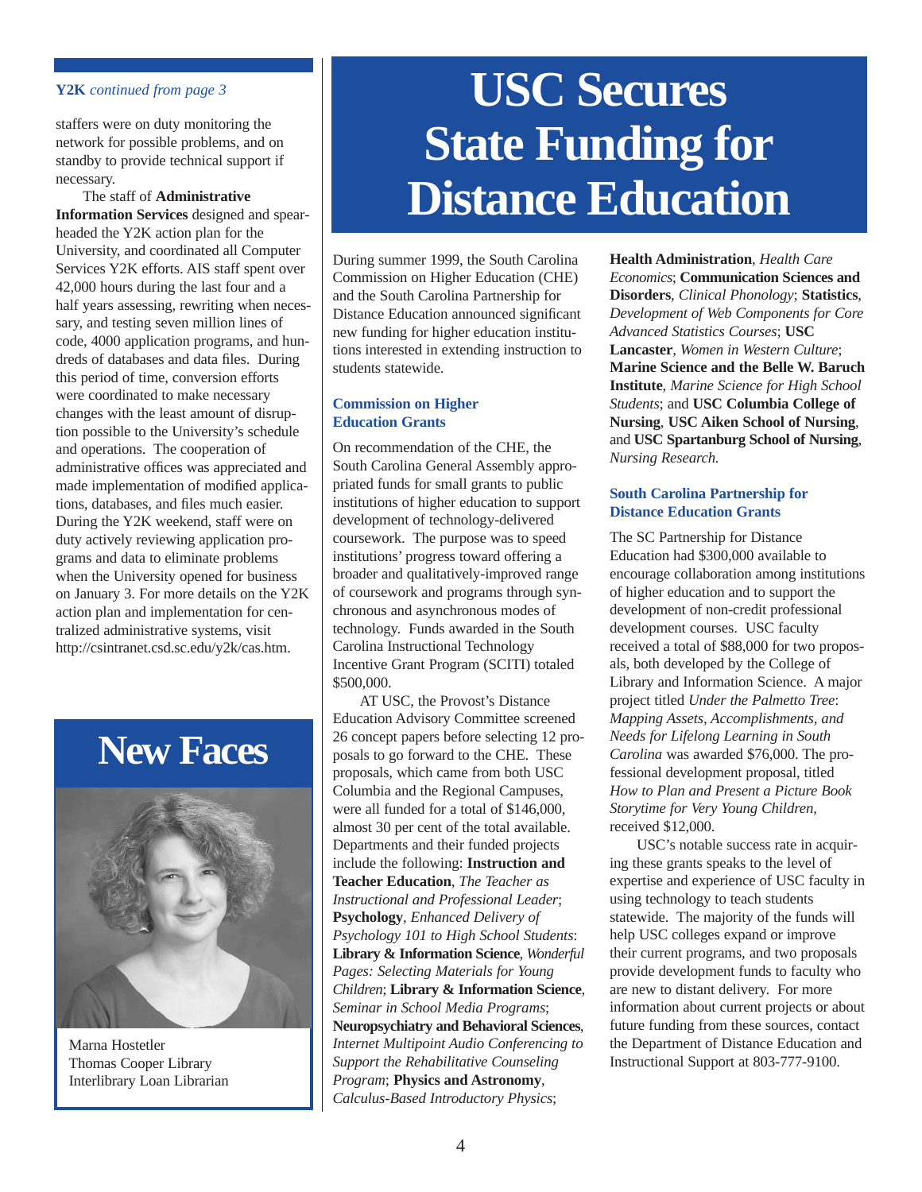**Y2K** *continued from page 3*

staffers were on duty monitoring the network for possible problems, and on standby to provide technical support if necessary.

The staff of **Administrative Information Services** designed and spearheaded the Y2K action plan for the University, and coordinated all Computer Services Y2K efforts. AIS staff spent over 42,000 hours during the last four and a half years assessing, rewriting when necessary, and testing seven million lines of code, 4000 application programs, and hundreds of databases and data files. During this period of time, conversion efforts were coordinated to make necessary changes with the least amount of disruption possible to the University's schedule and operations. The cooperation of administrative offices was appreciated and made implementation of modified applications, databases, and files much easier. During the Y2K weekend, staff were on duty actively reviewing application programs and data to eliminate problems when the University opened for business on January 3. For more details on the Y2K action plan and implementation for centralized administrative systems, visit http://csintranet.csd.sc.edu/y2k/cas.htm.

## New Faces

Marna Hostetler
Thomas Cooper Library
Interlibrary Loan Librarian

# USC Secures State Funding for Distance Education

During summer 1999, the South Carolina Commission on Higher Education (CHE) and the South Carolina Partnership for Distance Education announced significant new funding for higher education institutions interested in extending instruction to students statewide.

### Commission on Higher Education Grants

On recommendation of the CHE, the South Carolina General Assembly appropriated funds for small grants to public institutions of higher education to support development of technology-delivered coursework. The purpose was to speed institutions' progress toward offering a broader and qualitatively-improved range of coursework and programs through synchronous and asynchronous modes of technology. Funds awarded in the South Carolina Instructional Technology Incentive Grant Program (SCITI) totaled $500,000.

AT USC, the Provost's Distance Education Advisory Committee screened 26 concept papers before selecting 12 proposals to go forward to the CHE. These proposals, which came from both USC Columbia and the Regional Campuses, were all funded for a total of $146,000, almost 30 per cent of the total available. Departments and their funded projects include the following: **Instruction and Teacher Education**, *The Teacher as Instructional and Professional Leader*; **Psychology**, *Enhanced Delivery of Psychology 101 to High School Students*: **Library & Information Science**, *Wonderful Pages: Selecting Materials for Young Children*; **Library & Information Science**, *Seminar in School Media Programs*; **Neuropsychiatry and Behavioral Sciences**, *Internet Multipoint Audio Conferencing to Support the Rehabilitative Counseling Program*; **Physics and Astronomy**, *Calculus-Based Introductory Physics*; **Health Administration**, *Health Care Economics*; **Communication Sciences and Disorders**, *Clinical Phonology*; **Statistics**, *Development of Web Components for Core Advanced Statistics Courses*; **USC Lancaster**, *Women in Western Culture*; **Marine Science and the Belle W. Baruch Institute**, *Marine Science for High School Students*; and **USC Columbia College of Nursing**, **USC Aiken School of Nursing**, and **USC Spartanburg School of Nursing**, *Nursing Research.*

### South Carolina Partnership for Distance Education Grants

The SC Partnership for Distance Education had $300,000 available to encourage collaboration among institutions of higher education and to support the development of non-credit professional development courses. USC faculty received a total of $88,000 for two proposals, both developed by the College of Library and Information Science. A major project titled *Under the Palmetto Tree*: *Mapping Assets, Accomplishments, and Needs for Lifelong Learning in South Carolina* was awarded $76,000. The professional development proposal, titled *How to Plan and Present a Picture Book Storytime for Very Young Children*, received $12,000.

USC's notable success rate in acquiring these grants speaks to the level of expertise and experience of USC faculty in using technology to teach students statewide. The majority of the funds will help USC colleges expand or improve their current programs, and two proposals provide development funds to faculty who are new to distant delivery. For more information about current projects or about future funding from these sources, contact the Department of Distance Education and Instructional Support at 803-777-9100.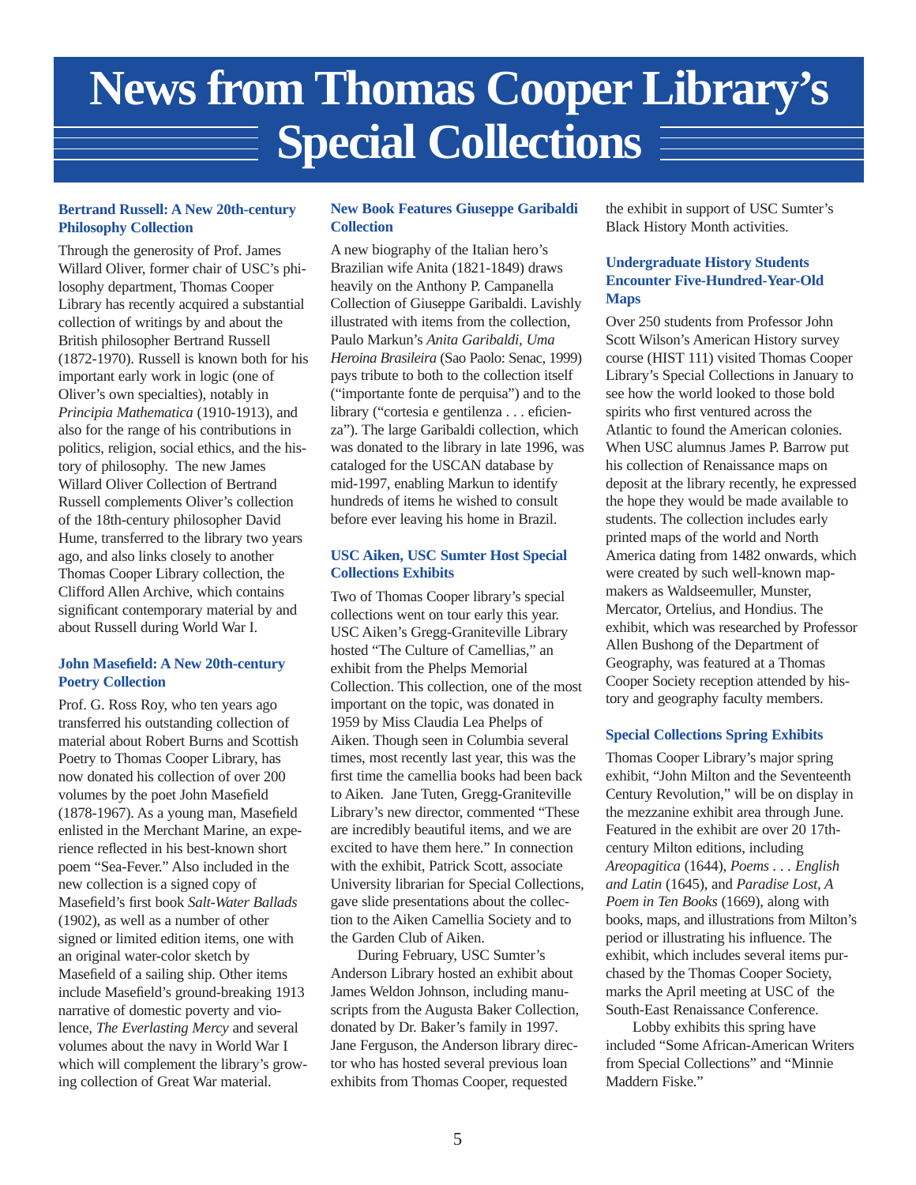# News from Thomas Cooper Library's Special Collections

### Bertrand Russell: A New 20th-century Philosophy Collection

Through the generosity of Prof. James Willard Oliver, former chair of USC's philosophy department, Thomas Cooper Library has recently acquired a substantial collection of writings by and about the British philosopher Bertrand Russell (1872-1970). Russell is known both for his important early work in logic (one of Oliver's own specialties), notably in *Principia Mathematica* (1910-1913), and also for the range of his contributions in politics, religion, social ethics, and the history of philosophy. The new James Willard Oliver Collection of Bertrand Russell complements Oliver's collection of the 18th-century philosopher David Hume, transferred to the library two years ago, and also links closely to another Thomas Cooper Library collection, the Clifford Allen Archive, which contains significant contemporary material by and about Russell during World War I.

### John Masefield: A New 20th-century Poetry Collection

Prof. G. Ross Roy, who ten years ago transferred his outstanding collection of material about Robert Burns and Scottish Poetry to Thomas Cooper Library, has now donated his collection of over 200 volumes by the poet John Masefield (1878-1967). As a young man, Masefield enlisted in the Merchant Marine, an experience reflected in his best-known short poem "Sea-Fever." Also included in the new collection is a signed copy of Masefield's first book *Salt-Water Ballads* (1902), as well as a number of other signed or limited edition items, one with an original water-color sketch by Masefield of a sailing ship. Other items include Masefield's ground-breaking 1913 narrative of domestic poverty and violence, *The Everlasting Mercy* and several volumes about the navy in World War I which will complement the library's growing collection of Great War material.

### New Book Features Giuseppe Garibaldi Collection

A new biography of the Italian hero's Brazilian wife Anita (1821-1849) draws heavily on the Anthony P. Campanella Collection of Giuseppe Garibaldi. Lavishly illustrated with items from the collection, Paulo Markun's *Anita Garibaldi, Uma Heroina Brasileira* (Sao Paolo: Senac, 1999) pays tribute to both to the collection itself ("importante fonte de perquisa") and to the library ("cortesia e gentilenza . . . eficienza"). The large Garibaldi collection, which was donated to the library in late 1996, was cataloged for the USCAN database by mid-1997, enabling Markun to identify hundreds of items he wished to consult before ever leaving his home in Brazil.

### USC Aiken, USC Sumter Host Special Collections Exhibits

Two of Thomas Cooper library's special collections went on tour early this year. USC Aiken's Gregg-Graniteville Library hosted "The Culture of Camellias," an exhibit from the Phelps Memorial Collection. This collection, one of the most important on the topic, was donated in 1959 by Miss Claudia Lea Phelps of Aiken. Though seen in Columbia several times, most recently last year, this was the first time the camellia books had been back to Aiken. Jane Tuten, Gregg-Graniteville Library's new director, commented "These are incredibly beautiful items, and we are excited to have them here." In connection with the exhibit, Patrick Scott, associate University librarian for Special Collections, gave slide presentations about the collection to the Aiken Camellia Society and to the Garden Club of Aiken.

During February, USC Sumter's Anderson Library hosted an exhibit about James Weldon Johnson, including manuscripts from the Augusta Baker Collection, donated by Dr. Baker's family in 1997. Jane Ferguson, the Anderson library director who has hosted several previous loan exhibits from Thomas Cooper, requested the exhibit in support of USC Sumter's Black History Month activities.

### Undergraduate History Students Encounter Five-Hundred-Year-Old Maps

Over 250 students from Professor John Scott Wilson's American History survey course (HIST 111) visited Thomas Cooper Library's Special Collections in January to see how the world looked to those bold spirits who first ventured across the Atlantic to found the American colonies. When USC alumnus James P. Barrow put his collection of Renaissance maps on deposit at the library recently, he expressed the hope they would be made available to students. The collection includes early printed maps of the world and North America dating from 1482 onwards, which were created by such well-known mapmakers as Waldseemuller, Munster, Mercator, Ortelius, and Hondius. The exhibit, which was researched by Professor Allen Bushong of the Department of Geography, was featured at a Thomas Cooper Society reception attended by history and geography faculty members.

### Special Collections Spring Exhibits

Thomas Cooper Library's major spring exhibit, "John Milton and the Seventeenth Century Revolution," will be on display in the mezzanine exhibit area through June. Featured in the exhibit are over 20 17th-century Milton editions, including *Areopagitica* (1644), *Poems . . . English and Latin* (1645), and *Paradise Lost, A Poem in Ten Books* (1669), along with books, maps, and illustrations from Milton's period or illustrating his influence. The exhibit, which includes several items purchased by the Thomas Cooper Society, marks the April meeting at USC of the South-East Renaissance Conference.

Lobby exhibits this spring have included "Some African-American Writers from Special Collections" and "Minnie Maddern Fiske."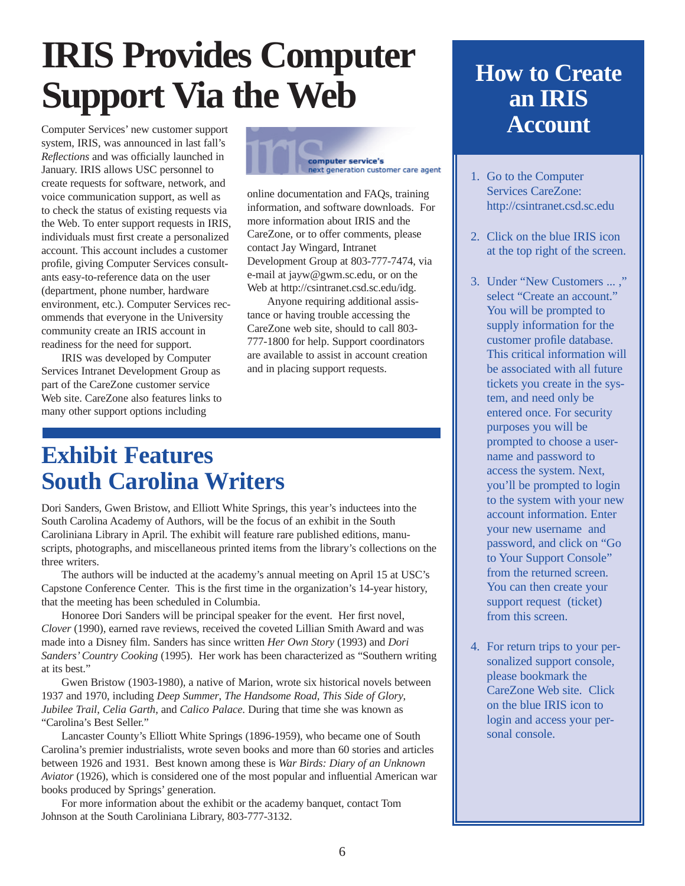# IRIS Provides Computer Support Via the Web

Computer Services' new customer support system, IRIS, was announced in last fall's *Reflections* and was officially launched in January. IRIS allows USC personnel to create requests for software, network, and voice communication support, as well as to check the status of existing requests via the Web. To enter support requests in IRIS, individuals must first create a personalized account. This account includes a customer profile, giving Computer Services consultants easy-to-reference data on the user (department, phone number, hardware environment, etc.). Computer Services recommends that everyone in the University community create an IRIS account in readiness for the need for support.

IRIS was developed by Computer Services Intranet Development Group as part of the CareZone customer service Web site. CareZone also features links to many other support options including online documentation and FAQs, training information, and software downloads. For more information about IRIS and the CareZone, or to offer comments, please contact Jay Wingard, Intranet Development Group at 803-777-7474, via e-mail at jayw@gwm.sc.edu, or on the Web at http://csintranet.csd.sc.edu/idg.

Anyone requiring additional assistance or having trouble accessing the CareZone web site, should to call 803-777-1800 for help. Support coordinators are available to assist in account creation and in placing support requests.

## How to Create an IRIS Account

1. Go to the Computer Services CareZone: http://csintranet.csd.sc.edu
2. Click on the blue IRIS icon at the top right of the screen.
3. Under "New Customers ... ," select "Create an account." You will be prompted to supply information for the customer profile database. This critical information will be associated with all future tickets you create in the system, and need only be entered once. For security purposes you will be prompted to choose a username and password to access the system. Next, you'll be prompted to login to the system with your new account information. Enter your new username and password, and click on "Go to Your Support Console" from the returned screen. You can then create your support request (ticket) from this screen.
4. For return trips to your personalized support console, please bookmark the CareZone Web site. Click on the blue IRIS icon to login and access your personal console.

## Exhibit Features South Carolina Writers

Dori Sanders, Gwen Bristow, and Elliott White Springs, this year's inductees into the South Carolina Academy of Authors, will be the focus of an exhibit in the South Caroliniana Library in April. The exhibit will feature rare published editions, manuscripts, photographs, and miscellaneous printed items from the library's collections on the three writers.

The authors will be inducted at the academy's annual meeting on April 15 at USC's Capstone Conference Center. This is the first time in the organization's 14-year history, that the meeting has been scheduled in Columbia.

Honoree Dori Sanders will be principal speaker for the event. Her first novel, *Clover* (1990), earned rave reviews, received the coveted Lillian Smith Award and was made into a Disney film. Sanders has since written *Her Own Story* (1993) and *Dori Sanders' Country Cooking* (1995). Her work has been characterized as "Southern writing at its best."

Gwen Bristow (1903-1980), a native of Marion, wrote six historical novels between 1937 and 1970, including *Deep Summer*, *The Handsome Road*, *This Side of Glory*, *Jubilee Trail*, *Celia Garth*, and *Calico Palace*. During that time she was known as "Carolina's Best Seller."

Lancaster County's Elliott White Springs (1896-1959), who became one of South Carolina's premier industrialists, wrote seven books and more than 60 stories and articles between 1926 and 1931. Best known among these is *War Birds: Diary of an Unknown Aviator* (1926), which is considered one of the most popular and influential American war books produced by Springs' generation.

For more information about the exhibit or the academy banquet, contact Tom Johnson at the South Caroliniana Library, 803-777-3132.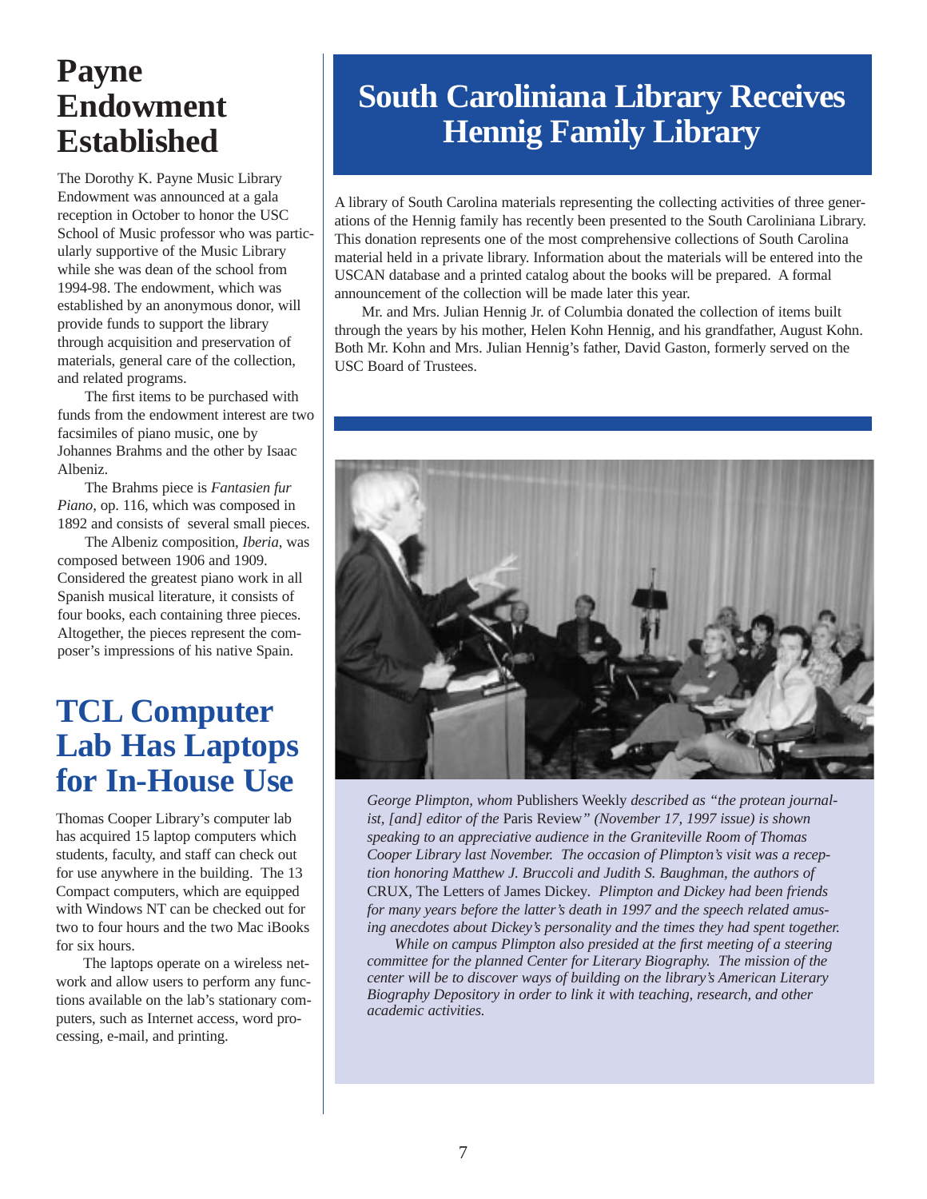# Payne Endowment Established

The Dorothy K. Payne Music Library Endowment was announced at a gala reception in October to honor the USC School of Music professor who was particularly supportive of the Music Library while she was dean of the school from 1994-98. The endowment, which was established by an anonymous donor, will provide funds to support the library through acquisition and preservation of materials, general care of the collection, and related programs.

The first items to be purchased with funds from the endowment interest are two facsimiles of piano music, one by Johannes Brahms and the other by Isaac Albeniz.

The Brahms piece is *Fantasien fur Piano*, op. 116, which was composed in 1892 and consists of several small pieces.

The Albeniz composition, *Iberia*, was composed between 1906 and 1909. Considered the greatest piano work in all Spanish musical literature, it consists of four books, each containing three pieces. Altogether, the pieces represent the composer's impressions of his native Spain.

# TCL Computer Lab Has Laptops for In-House Use

Thomas Cooper Library's computer lab has acquired 15 laptop computers which students, faculty, and staff can check out for use anywhere in the building. The 13 Compact computers, which are equipped with Windows NT can be checked out for two to four hours and the two Mac iBooks for six hours.

The laptops operate on a wireless network and allow users to perform any functions available on the lab's stationary computers, such as Internet access, word processing, e-mail, and printing.

# South Caroliniana Library Receives Hennig Family Library

A library of South Carolina materials representing the collecting activities of three generations of the Hennig family has recently been presented to the South Caroliniana Library. This donation represents one of the most comprehensive collections of South Carolina material held in a private library. Information about the materials will be entered into the USCAN database and a printed catalog about the books will be prepared. A formal announcement of the collection will be made later this year.

Mr. and Mrs. Julian Hennig Jr. of Columbia donated the collection of items built through the years by his mother, Helen Kohn Hennig, and his grandfather, August Kohn. Both Mr. Kohn and Mrs. Julian Hennig's father, David Gaston, formerly served on the USC Board of Trustees.

*George Plimpton, whom* Publishers Weekly *described as "the protean journalist, [and] editor of the* Paris Review*" (November 17, 1997 issue) is shown speaking to an appreciative audience in the Graniteville Room of Thomas Cooper Library last November. The occasion of Plimpton's visit was a reception honoring Matthew J. Bruccoli and Judith S. Baughman, the authors of* CRUX, The Letters of James Dickey. *Plimpton and Dickey had been friends for many years before the latter's death in 1997 and the speech related amusing anecdotes about Dickey's personality and the times they had spent together.*

*While on campus Plimpton also presided at the first meeting of a steering committee for the planned Center for Literary Biography. The mission of the center will be to discover ways of building on the library's American Literary Biography Depository in order to link it with teaching, research, and other academic activities.*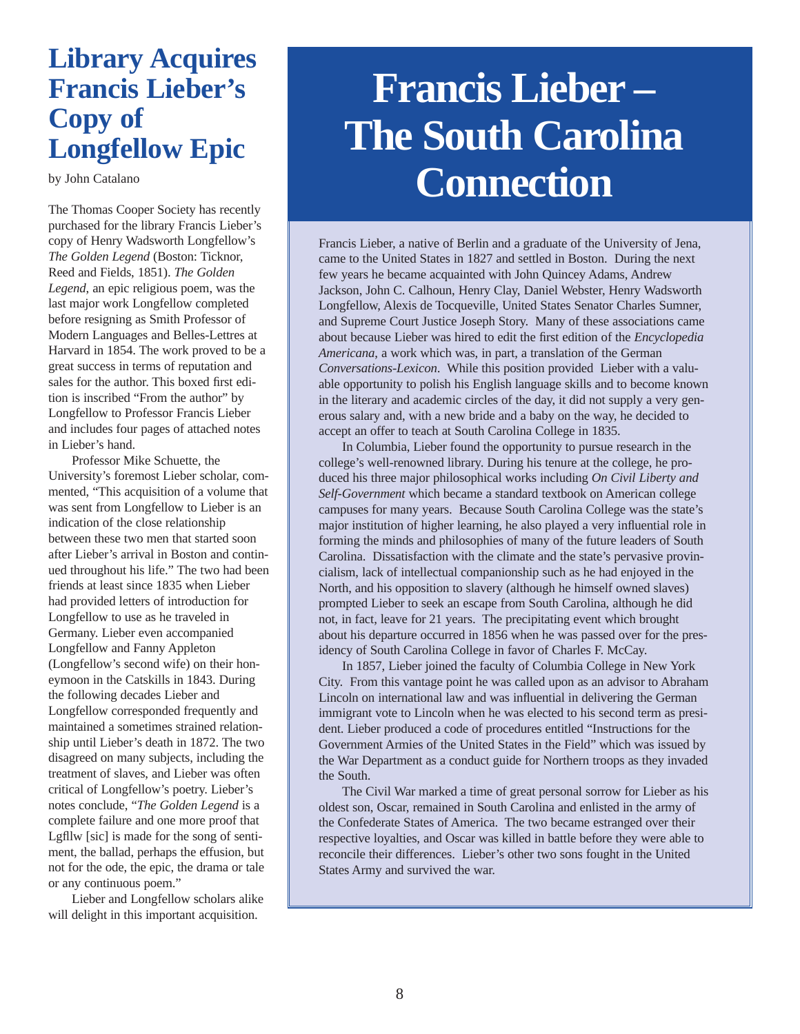# Library Acquires Francis Lieber's Copy of Longfellow Epic

by John Catalano

The Thomas Cooper Society has recently purchased for the library Francis Lieber's copy of Henry Wadsworth Longfellow's *The Golden Legend* (Boston: Ticknor, Reed and Fields, 1851). *The Golden Legend*, an epic religious poem, was the last major work Longfellow completed before resigning as Smith Professor of Modern Languages and Belles-Lettres at Harvard in 1854. The work proved to be a great success in terms of reputation and sales for the author. This boxed first edition is inscribed "From the author" by Longfellow to Professor Francis Lieber and includes four pages of attached notes in Lieber's hand.

Professor Mike Schuette, the University's foremost Lieber scholar, commented, "This acquisition of a volume that was sent from Longfellow to Lieber is an indication of the close relationship between these two men that started soon after Lieber's arrival in Boston and continued throughout his life." The two had been friends at least since 1835 when Lieber had provided letters of introduction for Longfellow to use as he traveled in Germany. Lieber even accompanied Longfellow and Fanny Appleton (Longfellow's second wife) on their honeymoon in the Catskills in 1843. During the following decades Lieber and Longfellow corresponded frequently and maintained a sometimes strained relationship until Lieber's death in 1872. The two disagreed on many subjects, including the treatment of slaves, and Lieber was often critical of Longfellow's poetry. Lieber's notes conclude, "*The Golden Legend* is a complete failure and one more proof that Lgfllw [sic] is made for the song of sentiment, the ballad, perhaps the effusion, but not for the ode, the epic, the drama or tale or any continuous poem."

Lieber and Longfellow scholars alike will delight in this important acquisition.

# Francis Lieber – The South Carolina Connection

Francis Lieber, a native of Berlin and a graduate of the University of Jena, came to the United States in 1827 and settled in Boston. During the next few years he became acquainted with John Quincey Adams, Andrew Jackson, John C. Calhoun, Henry Clay, Daniel Webster, Henry Wadsworth Longfellow, Alexis de Tocqueville, United States Senator Charles Sumner, and Supreme Court Justice Joseph Story. Many of these associations came about because Lieber was hired to edit the first edition of the *Encyclopedia Americana*, a work which was, in part, a translation of the German *Conversations-Lexicon*. While this position provided Lieber with a valuable opportunity to polish his English language skills and to become known in the literary and academic circles of the day, it did not supply a very generous salary and, with a new bride and a baby on the way, he decided to accept an offer to teach at South Carolina College in 1835.

In Columbia, Lieber found the opportunity to pursue research in the college's well-renowned library. During his tenure at the college, he produced his three major philosophical works including *On Civil Liberty and Self-Government* which became a standard textbook on American college campuses for many years. Because South Carolina College was the state's major institution of higher learning, he also played a very influential role in forming the minds and philosophies of many of the future leaders of South Carolina. Dissatisfaction with the climate and the state's pervasive provincialism, lack of intellectual companionship such as he had enjoyed in the North, and his opposition to slavery (although he himself owned slaves) prompted Lieber to seek an escape from South Carolina, although he did not, in fact, leave for 21 years. The precipitating event which brought about his departure occurred in 1856 when he was passed over for the presidency of South Carolina College in favor of Charles F. McCay.

In 1857, Lieber joined the faculty of Columbia College in New York City. From this vantage point he was called upon as an advisor to Abraham Lincoln on international law and was influential in delivering the German immigrant vote to Lincoln when he was elected to his second term as president. Lieber produced a code of procedures entitled "Instructions for the Government Armies of the United States in the Field" which was issued by the War Department as a conduct guide for Northern troops as they invaded the South.

The Civil War marked a time of great personal sorrow for Lieber as his oldest son, Oscar, remained in South Carolina and enlisted in the army of the Confederate States of America. The two became estranged over their respective loyalties, and Oscar was killed in battle before they were able to reconcile their differences. Lieber's other two sons fought in the United States Army and survived the war.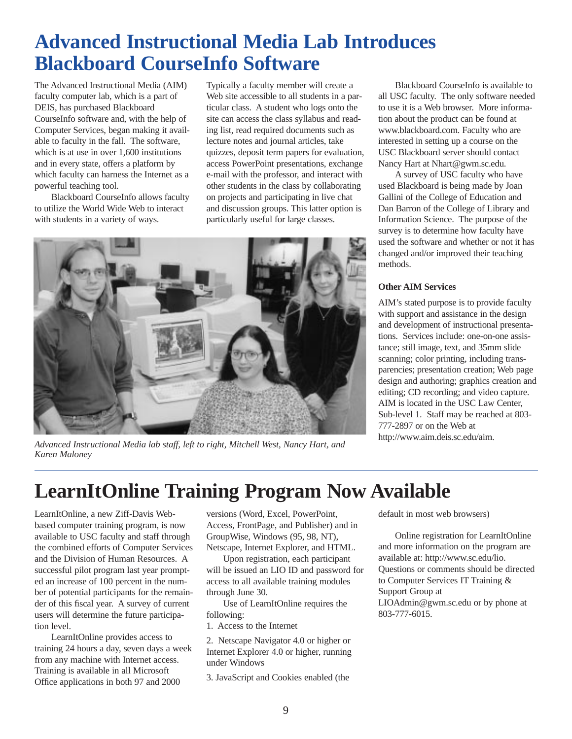# Advanced Instructional Media Lab Introduces Blackboard CourseInfo Software

The Advanced Instructional Media (AIM) faculty computer lab, which is a part of DEIS, has purchased Blackboard CourseInfo software and, with the help of Computer Services, began making it available to faculty in the fall. The software, which is at use in over 1,600 institutions and in every state, offers a platform by which faculty can harness the Internet as a powerful teaching tool.

Blackboard CourseInfo allows faculty to utilize the World Wide Web to interact with students in a variety of ways.

Typically a faculty member will create a Web site accessible to all students in a particular class. A student who logs onto the site can access the class syllabus and reading list, read required documents such as lecture notes and journal articles, take quizzes, deposit term papers for evaluation, access PowerPoint presentations, exchange e-mail with the professor, and interact with other students in the class by collaborating on projects and participating in live chat and discussion groups. This latter option is particularly useful for large classes.

*Advanced Instructional Media lab staff, left to right, Mitchell West, Nancy Hart, and Karen Maloney*

Blackboard CourseInfo is available to all USC faculty. The only software needed to use it is a Web browser. More information about the product can be found at www.blackboard.com. Faculty who are interested in setting up a course on the USC Blackboard server should contact Nancy Hart at Nhart@gwm.sc.edu.

A survey of USC faculty who have used Blackboard is being made by Joan Gallini of the College of Education and Dan Barron of the College of Library and Information Science. The purpose of the survey is to determine how faculty have used the software and whether or not it has changed and/or improved their teaching methods.

### Other AIM Services

AIM's stated purpose is to provide faculty with support and assistance in the design and development of instructional presentations. Services include: one-on-one assistance; still image, text, and 35mm slide scanning; color printing, including transparencies; presentation creation; Web page design and authoring; graphics creation and editing; CD recording; and video capture. AIM is located in the USC Law Center, Sub-level 1. Staff may be reached at 803-777-2897 or on the Web at http://www.aim.deis.sc.edu/aim.

# LearnItOnline Training Program Now Available

LearnItOnline, a new Ziff-Davis Web-based computer training program, is now available to USC faculty and staff through the combined efforts of Computer Services and the Division of Human Resources. A successful pilot program last year prompted an increase of 100 percent in the number of potential participants for the remainder of this fiscal year. A survey of current users will determine the future participation level.

LearnItOnline provides access to training 24 hours a day, seven days a week from any machine with Internet access. Training is available in all Microsoft Office applications in both 97 and 2000 versions (Word, Excel, PowerPoint, Access, FrontPage, and Publisher) and in GroupWise, Windows (95, 98, NT), Netscape, Internet Explorer, and HTML.

Upon registration, each participant will be issued an LIO ID and password for access to all available training modules through June 30.

Use of LearnItOnline requires the following:

1. Access to the Internet
2. Netscape Navigator 4.0 or higher or Internet Explorer 4.0 or higher, running under Windows
3. JavaScript and Cookies enabled (the default in most web browsers)

Online registration for LearnItOnline and more information on the program are available at: http://www.sc.edu/lio. Questions or comments should be directed to Computer Services IT Training & Support Group at LIOAdmin@gwm.sc.edu or by phone at 803-777-6015.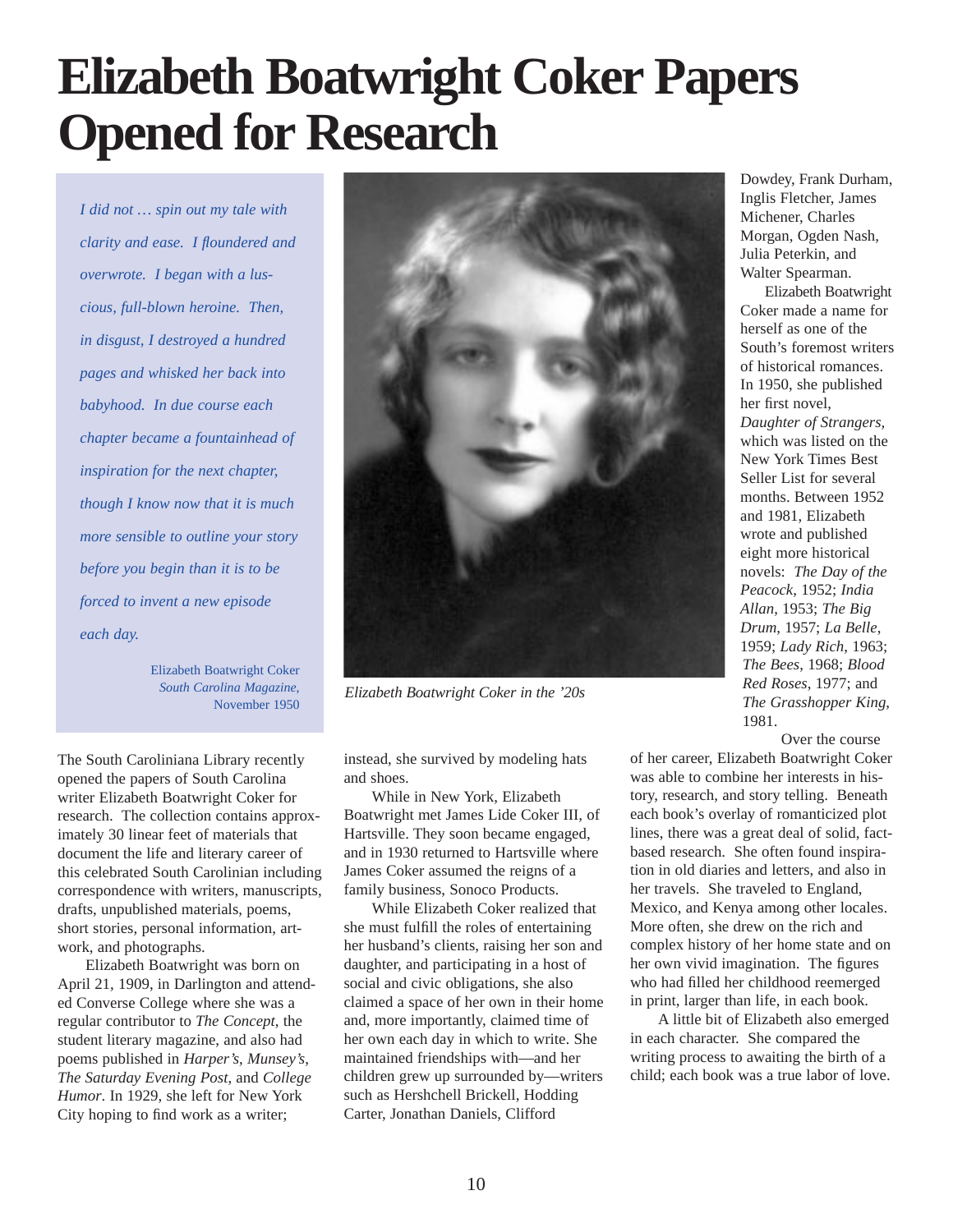# Elizabeth Boatwright Coker Papers Opened for Research

> *I did not … spin out my tale with clarity and ease. I floundered and overwrote. I began with a luscious, full-blown heroine. Then, in disgust, I destroyed a hundred pages and whisked her back into babyhood. In due course each chapter became a fountainhead of inspiration for the next chapter, though I know now that it is much more sensible to outline your story before you begin than it is to be forced to invent a new episode each day.*
>
> Elizabeth Boatwright Coker
> *South Carolina Magazine*,
> November 1950

*Elizabeth Boatwright Coker in the '20s*

The South Caroliniana Library recently opened the papers of South Carolina writer Elizabeth Boatwright Coker for research. The collection contains approximately 30 linear feet of materials that document the life and literary career of this celebrated South Carolinian including correspondence with writers, manuscripts, drafts, unpublished materials, poems, short stories, personal information, artwork, and photographs.

Elizabeth Boatwright was born on April 21, 1909, in Darlington and attended Converse College where she was a regular contributor to *The Concept*, the student literary magazine, and also had poems published in *Harper's*, *Munsey's*, *The Saturday Evening Post*, and *College Humor*. In 1929, she left for New York City hoping to find work as a writer; instead, she survived by modeling hats and shoes.

While in New York, Elizabeth Boatwright met James Lide Coker III, of Hartsville. They soon became engaged, and in 1930 returned to Hartsville where James Coker assumed the reigns of a family business, Sonoco Products.

While Elizabeth Coker realized that she must fulfill the roles of entertaining her husband's clients, raising her son and daughter, and participating in a host of social and civic obligations, she also claimed a space of her own in their home and, more importantly, claimed time of her own each day in which to write. She maintained friendships with—and her children grew up surrounded by—writers such as Hershchell Brickell, Hodding Carter, Jonathan Daniels, Clifford Dowdey, Frank Durham, Inglis Fletcher, James Michener, Charles Morgan, Ogden Nash, Julia Peterkin, and Walter Spearman.

Elizabeth Boatwright Coker made a name for herself as one of the South's foremost writers of historical romances. In 1950, she published her first novel, *Daughter of Strangers*, which was listed on the New York Times Best Seller List for several months. Between 1952 and 1981, Elizabeth wrote and published eight more historical novels: *The Day of the Peacock*, 1952; *India Allan*, 1953; *The Big Drum*, 1957; *La Belle*, 1959; *Lady Rich*, 1963; *The Bees*, 1968; *Blood Red Roses*, 1977; and *The Grasshopper King*, 1981.

Over the course of her career, Elizabeth Boatwright Coker was able to combine her interests in history, research, and story telling. Beneath each book's overlay of romanticized plot lines, there was a great deal of solid, fact-based research. She often found inspiration in old diaries and letters, and also in her travels. She traveled to England, Mexico, and Kenya among other locales. More often, she drew on the rich and complex history of her home state and on her own vivid imagination. The figures who had filled her childhood reemerged in print, larger than life, in each book.

A little bit of Elizabeth also emerged in each character. She compared the writing process to awaiting the birth of a child; each book was a true labor of love.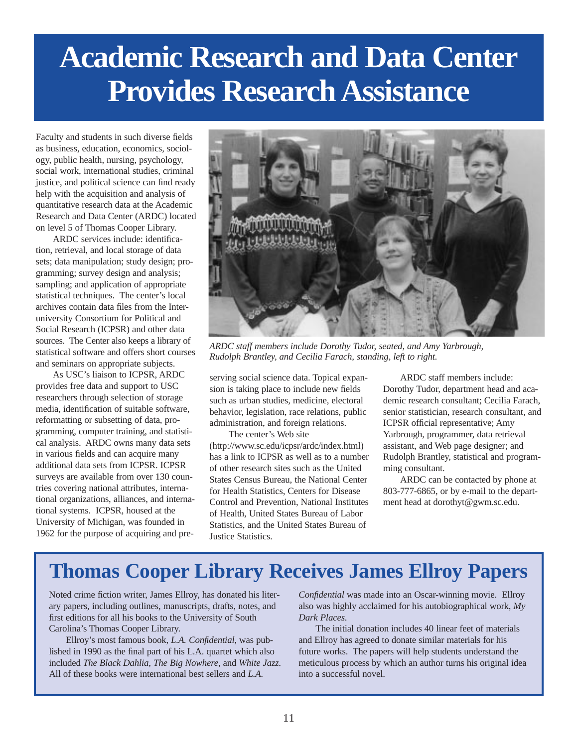# Academic Research and Data Center Provides Research Assistance

Faculty and students in such diverse fields as business, education, economics, sociology, public health, nursing, psychology, social work, international studies, criminal justice, and political science can find ready help with the acquisition and analysis of quantitative research data at the Academic Research and Data Center (ARDC) located on level 5 of Thomas Cooper Library.

ARDC services include: identification, retrieval, and local storage of data sets; data manipulation; study design; programming; survey design and analysis; sampling; and application of appropriate statistical techniques. The center's local archives contain data files from the Inter-university Consortium for Political and Social Research (ICPSR) and other data sources. The Center also keeps a library of statistical software and offers short courses and seminars on appropriate subjects.

As USC's liaison to ICPSR, ARDC provides free data and support to USC researchers through selection of storage media, identification of suitable software, reformatting or subsetting of data, programming, computer training, and statistical analysis. ARDC owns many data sets in various fields and can acquire many additional data sets from ICPSR. ICPSR surveys are available from over 130 countries covering national attributes, international organizations, alliances, and international systems. ICPSR, housed at the University of Michigan, was founded in 1962 for the purpose of acquiring and preserving social science data. Topical expansion is taking place to include new fields such as urban studies, medicine, electoral behavior, legislation, race relations, public administration, and foreign relations.

*ARDC staff members include Dorothy Tudor, seated, and Amy Yarbrough, Rudolph Brantley, and Cecilia Farach, standing, left to right.*

The center's Web site (http://www.sc.edu/icpsr/ardc/index.html) has a link to ICPSR as well as to a number of other research sites such as the United States Census Bureau, the National Center for Health Statistics, Centers for Disease Control and Prevention, National Institutes of Health, United States Bureau of Labor Statistics, and the United States Bureau of Justice Statistics.

ARDC staff members include: Dorothy Tudor, department head and academic research consultant; Cecilia Farach, senior statistician, research consultant, and ICPSR official representative; Amy Yarbrough, programmer, data retrieval assistant, and Web page designer; and Rudolph Brantley, statistical and programming consultant.

ARDC can be contacted by phone at 803-777-6865, or by e-mail to the department head at dorothyt@gwm.sc.edu.

# Thomas Cooper Library Receives James Ellroy Papers

Noted crime fiction writer, James Ellroy, has donated his literary papers, including outlines, manuscripts, drafts, notes, and first editions for all his books to the University of South Carolina's Thomas Cooper Library.

Ellroy's most famous book, *L.A. Confidential*, was published in 1990 as the final part of his L.A. quartet which also included *The Black Dahlia*, *The Big Nowhere*, and *White Jazz*. All of these books were international best sellers and *L.A. Confidential* was made into an Oscar-winning movie. Ellroy also was highly acclaimed for his autobiographical work, *My Dark Places*.

The initial donation includes 40 linear feet of materials and Ellroy has agreed to donate similar materials for his future works. The papers will help students understand the meticulous process by which an author turns his original idea into a successful novel.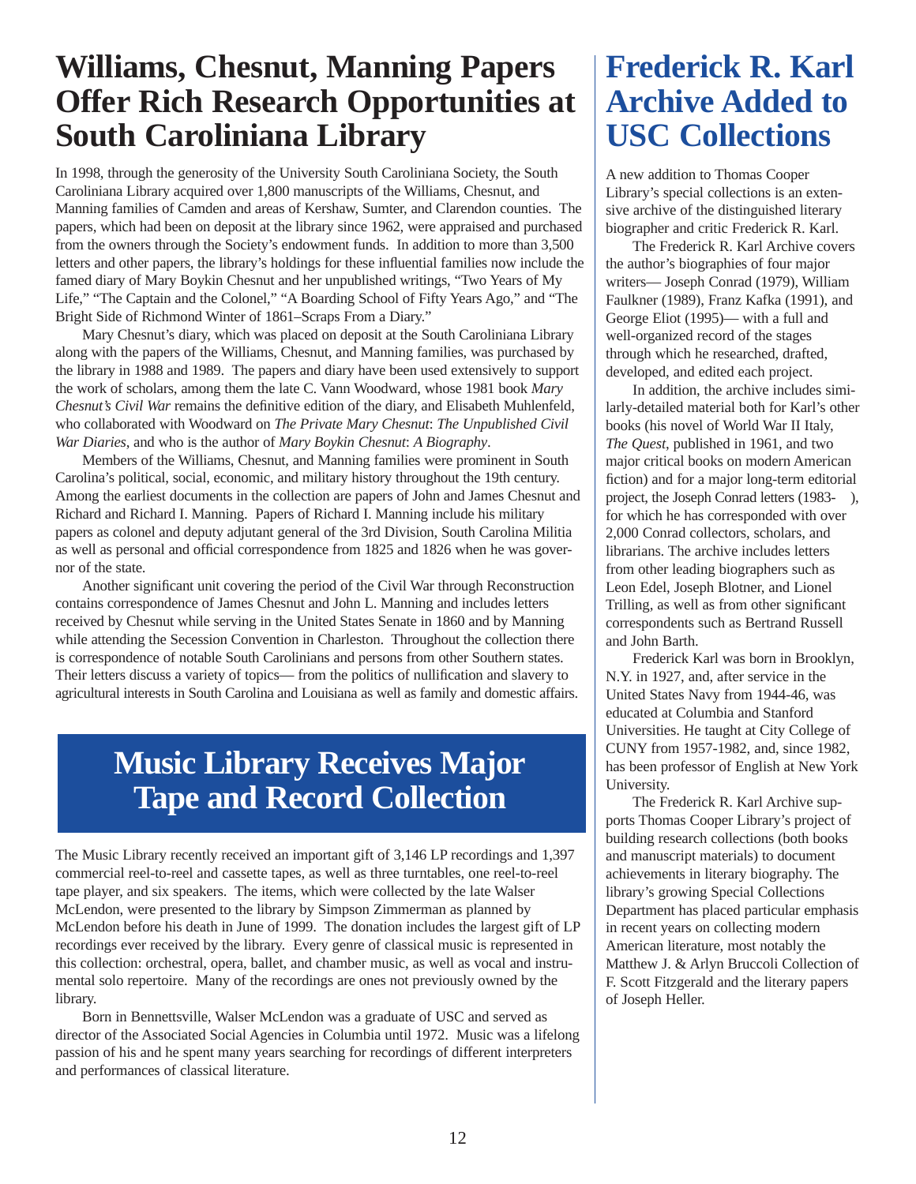# Williams, Chesnut, Manning Papers Offer Rich Research Opportunities at South Caroliniana Library

In 1998, through the generosity of the University South Caroliniana Society, the South Caroliniana Library acquired over 1,800 manuscripts of the Williams, Chesnut, and Manning families of Camden and areas of Kershaw, Sumter, and Clarendon counties. The papers, which had been on deposit at the library since 1962, were appraised and purchased from the owners through the Society's endowment funds. In addition to more than 3,500 letters and other papers, the library's holdings for these influential families now include the famed diary of Mary Boykin Chesnut and her unpublished writings, "Two Years of My Life," "The Captain and the Colonel," "A Boarding School of Fifty Years Ago," and "The Bright Side of Richmond Winter of 1861–Scraps From a Diary."

Mary Chesnut's diary, which was placed on deposit at the South Caroliniana Library along with the papers of the Williams, Chesnut, and Manning families, was purchased by the library in 1988 and 1989. The papers and diary have been used extensively to support the work of scholars, among them the late C. Vann Woodward, whose 1981 book *Mary Chesnut's Civil War* remains the definitive edition of the diary, and Elisabeth Muhlenfeld, who collaborated with Woodward on *The Private Mary Chesnut*: *The Unpublished Civil War Diaries*, and who is the author of *Mary Boykin Chesnut*: *A Biography*.

Members of the Williams, Chesnut, and Manning families were prominent in South Carolina's political, social, economic, and military history throughout the 19th century. Among the earliest documents in the collection are papers of John and James Chesnut and Richard and Richard I. Manning. Papers of Richard I. Manning include his military papers as colonel and deputy adjutant general of the 3rd Division, South Carolina Militia as well as personal and official correspondence from 1825 and 1826 when he was governor of the state.

Another significant unit covering the period of the Civil War through Reconstruction contains correspondence of James Chesnut and John L. Manning and includes letters received by Chesnut while serving in the United States Senate in 1860 and by Manning while attending the Secession Convention in Charleston. Throughout the collection there is correspondence of notable South Carolinians and persons from other Southern states. Their letters discuss a variety of topics— from the politics of nullification and slavery to agricultural interests in South Carolina and Louisiana as well as family and domestic affairs.

# Music Library Receives Major Tape and Record Collection

The Music Library recently received an important gift of 3,146 LP recordings and 1,397 commercial reel-to-reel and cassette tapes, as well as three turntables, one reel-to-reel tape player, and six speakers. The items, which were collected by the late Walser McLendon, were presented to the library by Simpson Zimmerman as planned by McLendon before his death in June of 1999. The donation includes the largest gift of LP recordings ever received by the library. Every genre of classical music is represented in this collection: orchestral, opera, ballet, and chamber music, as well as vocal and instrumental solo repertoire. Many of the recordings are ones not previously owned by the library.

Born in Bennettsville, Walser McLendon was a graduate of USC and served as director of the Associated Social Agencies in Columbia until 1972. Music was a lifelong passion of his and he spent many years searching for recordings of different interpreters and performances of classical literature.

# Frederick R. Karl Archive Added to USC Collections

A new addition to Thomas Cooper Library's special collections is an extensive archive of the distinguished literary biographer and critic Frederick R. Karl.

The Frederick R. Karl Archive covers the author's biographies of four major writers— Joseph Conrad (1979), William Faulkner (1989), Franz Kafka (1991), and George Eliot (1995)— with a full and well-organized record of the stages through which he researched, drafted, developed, and edited each project.

In addition, the archive includes similarly-detailed material both for Karl's other books (his novel of World War II Italy, *The Quest*, published in 1961, and two major critical books on modern American fiction) and for a major long-term editorial project, the Joseph Conrad letters (1983- ), for which he has corresponded with over 2,000 Conrad collectors, scholars, and librarians. The archive includes letters from other leading biographers such as Leon Edel, Joseph Blotner, and Lionel Trilling, as well as from other significant correspondents such as Bertrand Russell and John Barth.

Frederick Karl was born in Brooklyn, N.Y. in 1927, and, after service in the United States Navy from 1944-46, was educated at Columbia and Stanford Universities. He taught at City College of CUNY from 1957-1982, and, since 1982, has been professor of English at New York University.

The Frederick R. Karl Archive supports Thomas Cooper Library's project of building research collections (both books and manuscript materials) to document achievements in literary biography. The library's growing Special Collections Department has placed particular emphasis in recent years on collecting modern American literature, most notably the Matthew J. & Arlyn Bruccoli Collection of F. Scott Fitzgerald and the literary papers of Joseph Heller.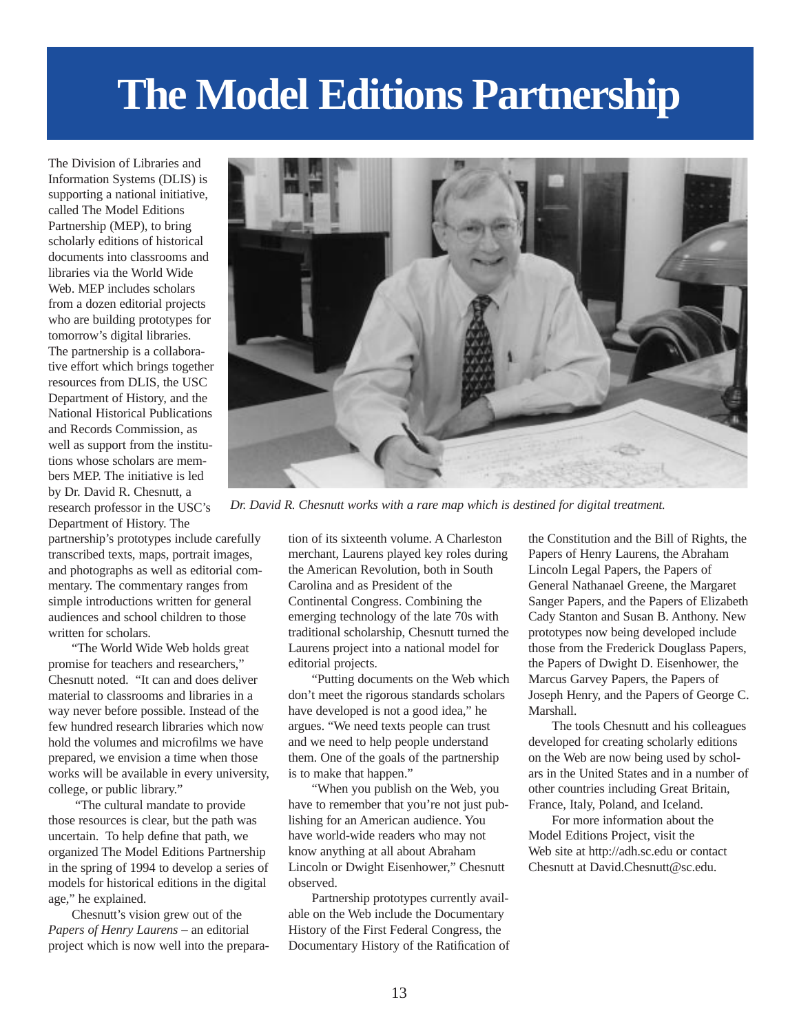# The Model Editions Partnership

The Division of Libraries and Information Systems (DLIS) is supporting a national initiative, called The Model Editions Partnership (MEP), to bring scholarly editions of historical documents into classrooms and libraries via the World Wide Web. MEP includes scholars from a dozen editorial projects who are building prototypes for tomorrow's digital libraries. The partnership is a collaborative effort which brings together resources from DLIS, the USC Department of History, and the National Historical Publications and Records Commission, as well as support from the institutions whose scholars are members MEP. The initiative is led by Dr. David R. Chesnutt, a research professor in the USC's Department of History. The partnership's prototypes include carefully transcribed texts, maps, portrait images, and photographs as well as editorial commentary. The commentary ranges from simple introductions written for general audiences and school children to those written for scholars.

*Dr. David R. Chesnutt works with a rare map which is destined for digital treatment.*

"The World Wide Web holds great promise for teachers and researchers," Chesnutt noted. "It can and does deliver material to classrooms and libraries in a way never before possible. Instead of the few hundred research libraries which now hold the volumes and microfilms we have prepared, we envision a time when those works will be available in every university, college, or public library."

"The cultural mandate to provide those resources is clear, but the path was uncertain. To help define that path, we organized The Model Editions Partnership in the spring of 1994 to develop a series of models for historical editions in the digital age," he explained.

Chesnutt's vision grew out of the *Papers of Henry Laurens* – an editorial project which is now well into the preparation of its sixteenth volume. A Charleston merchant, Laurens played key roles during the American Revolution, both in South Carolina and as President of the Continental Congress. Combining the emerging technology of the late 70s with traditional scholarship, Chesnutt turned the Laurens project into a national model for editorial projects.

"Putting documents on the Web which don't meet the rigorous standards scholars have developed is not a good idea," he argues. "We need texts people can trust and we need to help people understand them. One of the goals of the partnership is to make that happen."

"When you publish on the Web, you have to remember that you're not just publishing for an American audience. You have world-wide readers who may not know anything at all about Abraham Lincoln or Dwight Eisenhower," Chesnutt observed.

Partnership prototypes currently available on the Web include the Documentary History of the First Federal Congress, the Documentary History of the Ratification of the Constitution and the Bill of Rights, the Papers of Henry Laurens, the Abraham Lincoln Legal Papers, the Papers of General Nathanael Greene, the Margaret Sanger Papers, and the Papers of Elizabeth Cady Stanton and Susan B. Anthony. New prototypes now being developed include those from the Frederick Douglass Papers, the Papers of Dwight D. Eisenhower, the Marcus Garvey Papers, the Papers of Joseph Henry, and the Papers of George C. Marshall.

The tools Chesnutt and his colleagues developed for creating scholarly editions on the Web are now being used by scholars in the United States and in a number of other countries including Great Britain, France, Italy, Poland, and Iceland.

For more information about the Model Editions Project, visit the Web site at http://adh.sc.edu or contact Chesnutt at David.Chesnutt@sc.edu.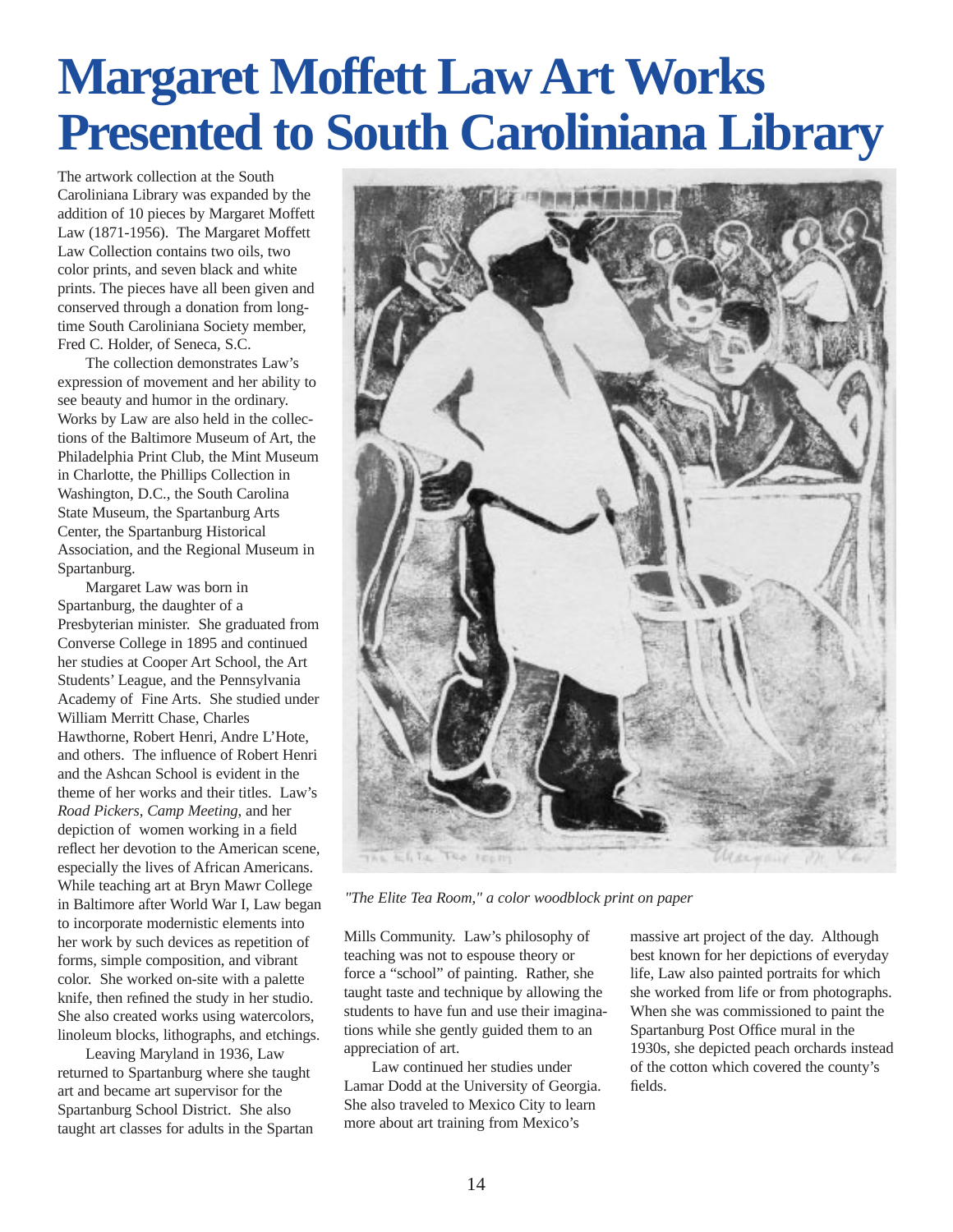# Margaret Moffett Law Art Works Presented to South Caroliniana Library

The artwork collection at the South Caroliniana Library was expanded by the addition of 10 pieces by Margaret Moffett Law (1871-1956). The Margaret Moffett Law Collection contains two oils, two color prints, and seven black and white prints. The pieces have all been given and conserved through a donation from long-time South Caroliniana Society member, Fred C. Holder, of Seneca, S.C.

The collection demonstrates Law's expression of movement and her ability to see beauty and humor in the ordinary. Works by Law are also held in the collections of the Baltimore Museum of Art, the Philadelphia Print Club, the Mint Museum in Charlotte, the Phillips Collection in Washington, D.C., the South Carolina State Museum, the Spartanburg Arts Center, the Spartanburg Historical Association, and the Regional Museum in Spartanburg.

Margaret Law was born in Spartanburg, the daughter of a Presbyterian minister. She graduated from Converse College in 1895 and continued her studies at Cooper Art School, the Art Students' League, and the Pennsylvania Academy of Fine Arts. She studied under William Merritt Chase, Charles Hawthorne, Robert Henri, Andre L'Hote, and others. The influence of Robert Henri and the Ashcan School is evident in the theme of her works and their titles. Law's *Road Pickers*, *Camp Meeting*, and her depiction of women working in a field reflect her devotion to the American scene, especially the lives of African Americans. While teaching art at Bryn Mawr College in Baltimore after World War I, Law began to incorporate modernistic elements into her work by such devices as repetition of forms, simple composition, and vibrant color. She worked on-site with a palette knife, then refined the study in her studio. She also created works using watercolors, linoleum blocks, lithographs, and etchings.

Leaving Maryland in 1936, Law returned to Spartanburg where she taught art and became art supervisor for the Spartanburg School District. She also taught art classes for adults in the Spartan Mills Community. Law's philosophy of teaching was not to espouse theory or force a "school" of painting. Rather, she taught taste and technique by allowing the students to have fun and use their imaginations while she gently guided them to an appreciation of art.

Law continued her studies under Lamar Dodd at the University of Georgia. She also traveled to Mexico City to learn more about art training from Mexico's massive art project of the day. Although best known for her depictions of everyday life, Law also painted portraits for which she worked from life or from photographs. When she was commissioned to paint the Spartanburg Post Office mural in the 1930s, she depicted peach orchards instead of the cotton which covered the county's fields.

*"The Elite Tea Room," a color woodblock print on paper*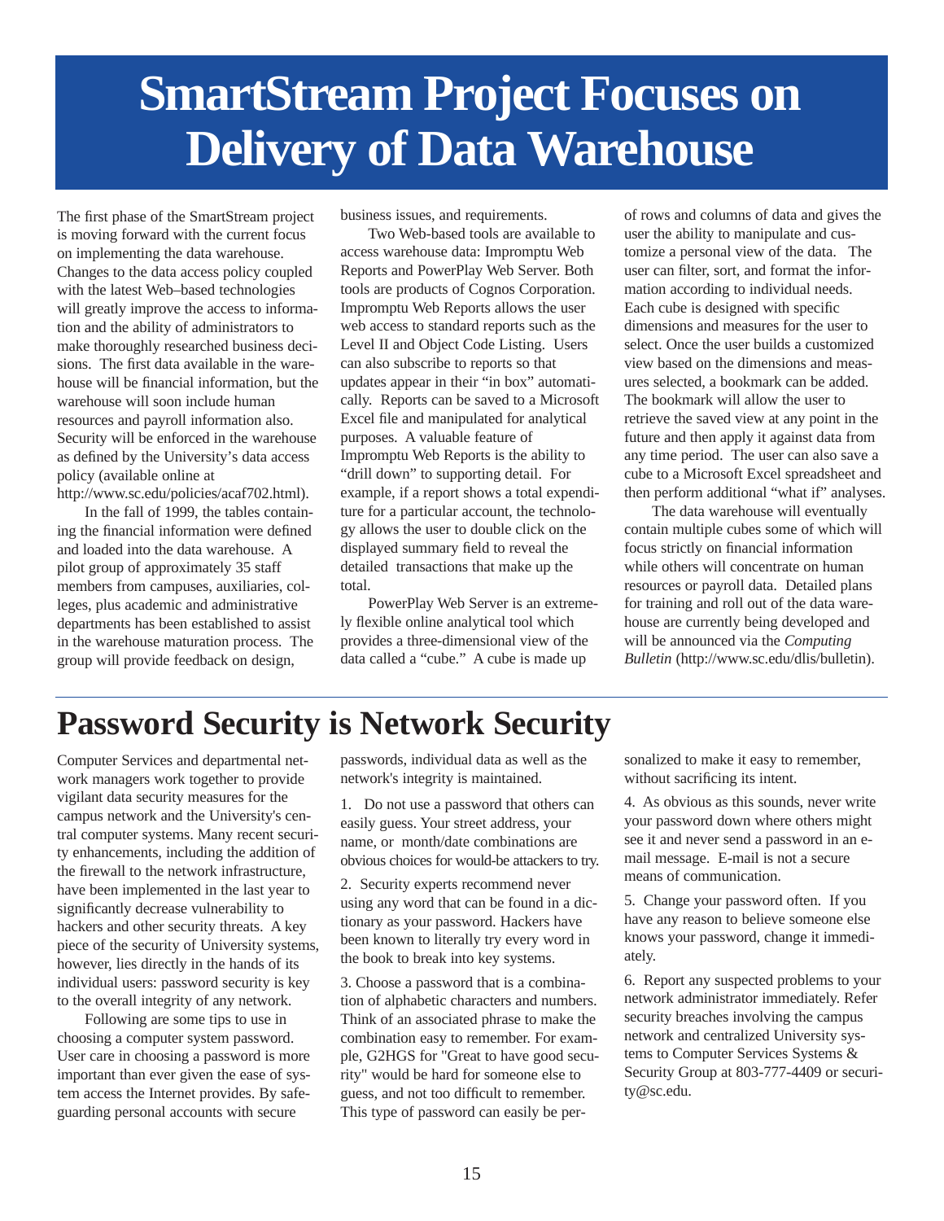# SmartStream Project Focuses on Delivery of Data Warehouse

The first phase of the SmartStream project is moving forward with the current focus on implementing the data warehouse. Changes to the data access policy coupled with the latest Web–based technologies will greatly improve the access to information and the ability of administrators to make thoroughly researched business decisions. The first data available in the warehouse will be financial information, but the warehouse will soon include human resources and payroll information also. Security will be enforced in the warehouse as defined by the University's data access policy (available online at http://www.sc.edu/policies/acaf702.html).

In the fall of 1999, the tables containing the financial information were defined and loaded into the data warehouse. A pilot group of approximately 35 staff members from campuses, auxiliaries, colleges, plus academic and administrative departments has been established to assist in the warehouse maturation process. The group will provide feedback on design, business issues, and requirements.

Two Web-based tools are available to access warehouse data: Impromptu Web Reports and PowerPlay Web Server. Both tools are products of Cognos Corporation. Impromptu Web Reports allows the user web access to standard reports such as the Level II and Object Code Listing. Users can also subscribe to reports so that updates appear in their "in box" automatically. Reports can be saved to a Microsoft Excel file and manipulated for analytical purposes. A valuable feature of Impromptu Web Reports is the ability to "drill down" to supporting detail. For example, if a report shows a total expenditure for a particular account, the technology allows the user to double click on the displayed summary field to reveal the detailed transactions that make up the total.

PowerPlay Web Server is an extremely flexible online analytical tool which provides a three-dimensional view of the data called a "cube." A cube is made up of rows and columns of data and gives the user the ability to manipulate and customize a personal view of the data. The user can filter, sort, and format the information according to individual needs. Each cube is designed with specific dimensions and measures for the user to select. Once the user builds a customized view based on the dimensions and measures selected, a bookmark can be added. The bookmark will allow the user to retrieve the saved view at any point in the future and then apply it against data from any time period. The user can also save a cube to a Microsoft Excel spreadsheet and then perform additional "what if" analyses.

The data warehouse will eventually contain multiple cubes some of which will focus strictly on financial information while others will concentrate on human resources or payroll data. Detailed plans for training and roll out of the data warehouse are currently being developed and will be announced via the *Computing Bulletin* (http://www.sc.edu/dlis/bulletin).

# Password Security is Network Security

Computer Services and departmental network managers work together to provide vigilant data security measures for the campus network and the University's central computer systems. Many recent security enhancements, including the addition of the firewall to the network infrastructure, have been implemented in the last year to significantly decrease vulnerability to hackers and other security threats. A key piece of the security of University systems, however, lies directly in the hands of its individual users: password security is key to the overall integrity of any network.

Following are some tips to use in choosing a computer system password. User care in choosing a password is more important than ever given the ease of system access the Internet provides. By safeguarding personal accounts with secure passwords, individual data as well as the network's integrity is maintained.

1. Do not use a password that others can easily guess. Your street address, your name, or month/date combinations are obvious choices for would-be attackers to try.

2. Security experts recommend never using any word that can be found in a dictionary as your password. Hackers have been known to literally try every word in the book to break into key systems.

3. Choose a password that is a combination of alphabetic characters and numbers. Think of an associated phrase to make the combination easy to remember. For example, G2HGS for "Great to have good security" would be hard for someone else to guess, and not too difficult to remember. This type of password can easily be personalized to make it easy to remember, without sacrificing its intent.

4. As obvious as this sounds, never write your password down where others might see it and never send a password in an e-mail message. E-mail is not a secure means of communication.

5. Change your password often. If you have any reason to believe someone else knows your password, change it immediately.

6. Report any suspected problems to your network administrator immediately. Refer security breaches involving the campus network and centralized University systems to Computer Services Systems & Security Group at 803-777-4409 or security@sc.edu.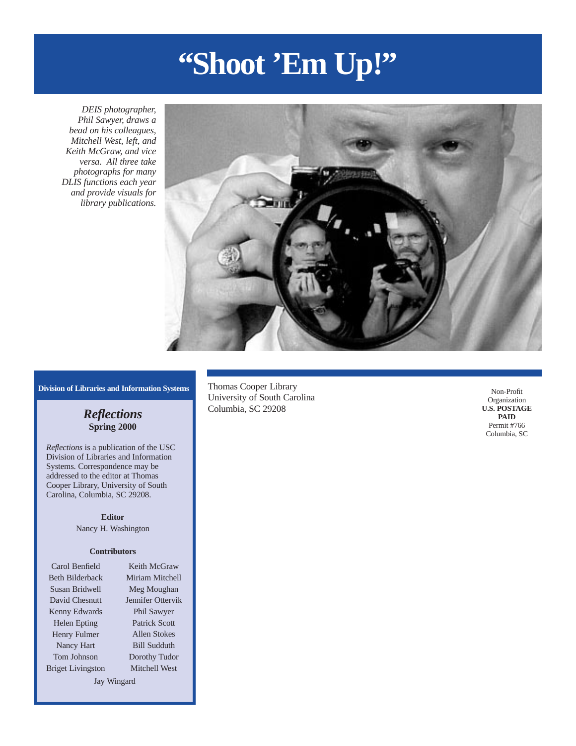# "Shoot 'Em Up!"

*DEIS photographer, Phil Sawyer, draws a bead on his colleagues, Mitchell West, left, and Keith McGraw, and vice versa. All three take photographs for many DLIS functions each year and provide visuals for library publications.*

**Division of Libraries and Information Systems**

## *Reflections*
**Spring 2000**

*Reflections* is a publication of the USC Division of Libraries and Information Systems. Correspondence may be addressed to the editor at Thomas Cooper Library, University of South Carolina, Columbia, SC 29208.

**Editor**

Nancy H. Washington

**Contributors**

Carol Benfield
Beth Bilderback
Susan Bridwell
David Chesnutt
Kenny Edwards
Helen Epting
Henry Fulmer
Nancy Hart
Tom Johnson
Briget Livingston
Keith McGraw
Miriam Mitchell
Meg Moughan
Jennifer Ottervik
Phil Sawyer
Patrick Scott
Allen Stokes
Bill Sudduth
Dorothy Tudor
Mitchell West
Jay Wingard

Thomas Cooper Library
University of South Carolina
Columbia, SC 29208

Non-Profit
Organization
**U.S. POSTAGE**
**PAID**
Permit #766
Columbia, SC